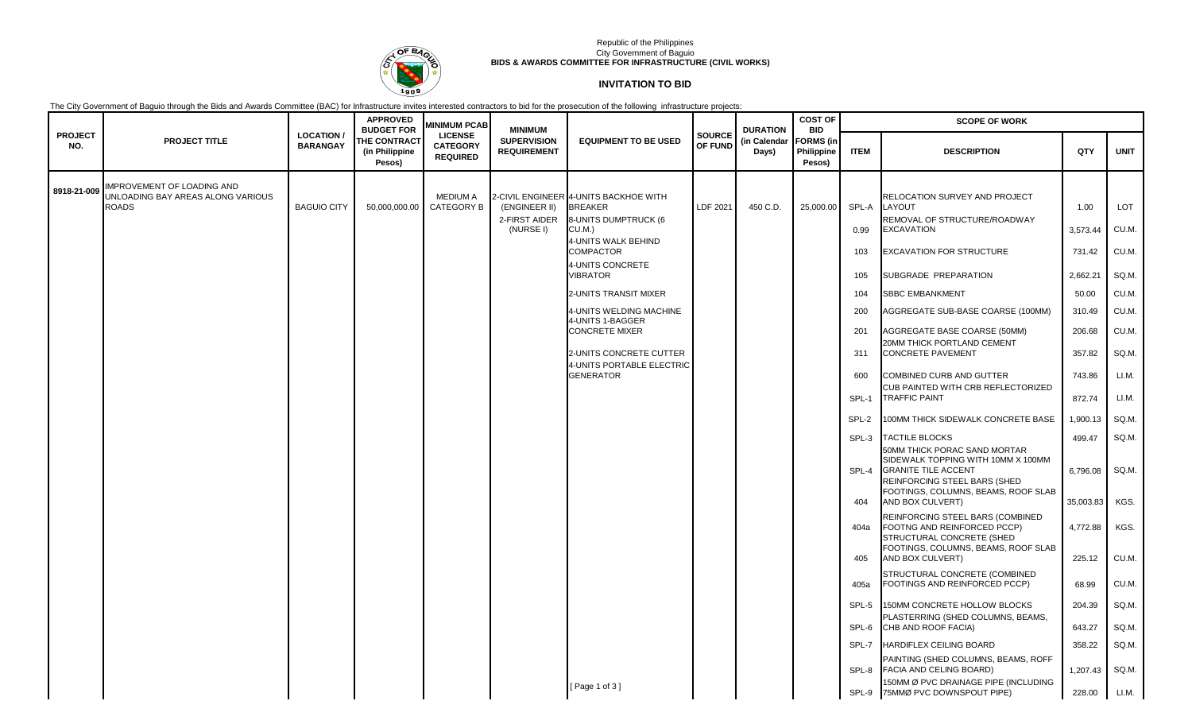Republic of the Philippines
City Government of Baguio
**BIDS & AWARDS COMMITTEE FOR INFRASTRUCTURE (CIVIL WORKS)**

## INVITATION TO BID

The City Government of Baguio through the Bids and Awards Committee (BAC) for Infrastructure invites interested contractors to bid for the prosecution of the following infrastructure projects:

| PROJECT NO. | PROJECT TITLE | LOCATION / BARANGAY | APPROVED BUDGET FOR THE CONTRACT (in Philippine Pesos) | MINIMUM PCAB LICENSE CATEGORY REQUIRED | MINIMUM SUPERVISION REQUIREMENT | EQUIPMENT TO BE USED | SOURCE OF FUND | DURATION (in Calendar Days) | COST OF BID FORMS (in Philippine Pesos) | SCOPE OF WORK | | | |
|---|---|---|---|---|---|---|---|---|---|---|---|---|---|
| | | | | | | | | | | ITEM | DESCRIPTION | QTY | UNIT |
| 8918-21-009 | IMPROVEMENT OF LOADING AND UNLOADING BAY AREAS ALONG VARIOUS ROADS | BAGUIO CITY | 50,000,000.00 | MEDIUM A CATEGORY B | 2-CIVIL ENGINEER (ENGINEER II) | 4-UNITS BACKHOE WITH BREAKER | LDF 2021 | 450 C.D. | 25,000.00 | SPL-A | RELOCATION SURVEY AND PROJECT LAYOUT | 1.00 | LOT |
| | | | | | 2-FIRST AIDER (NURSE I) | 8-UNITS DUMPTRUCK (6 CU.M.) | | | | 0.99 | REMOVAL OF STRUCTURE/ROADWAY EXCAVATION | 3,573.44 | CU.M. |
| | | | | | | 4-UNITS WALK BEHIND COMPACTOR | | | | 103 | EXCAVATION FOR STRUCTURE | 731.42 | CU.M. |
| | | | | | | 4-UNITS CONCRETE VIBRATOR | | | | 105 | SUBGRADE PREPARATION | 2,662.21 | SQ.M. |
| | | | | | | 2-UNITS TRANSIT MIXER | | | | 104 | SBBC EMBANKMENT | 50.00 | CU.M. |
| | | | | | | 4-UNITS WELDING MACHINE | | | | 200 | AGGREGATE SUB-BASE COARSE (100MM) | 310.49 | CU.M. |
| | | | | | | 4-UNITS 1-BAGGER CONCRETE MIXER | | | | 201 | AGGREGATE BASE COARSE (50MM) | 206.68 | CU.M. |
| | | | | | | 2-UNITS CONCRETE CUTTER | | | | 311 | 20MM THICK PORTLAND CEMENT CONCRETE PAVEMENT | 357.82 | SQ.M. |
| | | | | | | 4-UNITS PORTABLE ELECTRIC GENERATOR | | | | 600 | COMBINED CURB AND GUTTER | 743.86 | LI.M. |
| | | | | | | | | | | SPL-1 | CUB PAINTED WITH CRB REFLECTORIZED TRAFFIC PAINT | 872.74 | LI.M. |
| | | | | | | | | | | SPL-2 | 100MM THICK SIDEWALK CONCRETE BASE | 1,900.13 | SQ.M. |
| | | | | | | | | | | SPL-3 | TACTILE BLOCKS | 499.47 | SQ.M. |
| | | | | | | | | | | SPL-4 | 50MM THICK PORAC SAND MORTAR SIDEWALK TOPPING WITH 10MM X 100MM GRANITE TILE ACCENT | 6,796.08 | SQ.M. |
| | | | | | | | | | | 404 | REINFORCING STEEL BARS (SHED FOOTINGS, COLUMNS, BEAMS, ROOF SLAB AND BOX CULVERT) | 35,003.83 | KGS. |
| | | | | | | | | | | 404a | REINFORCING STEEL BARS (COMBINED FOOTNG AND REINFORCED PCCP) | 4,772.88 | KGS. |
| | | | | | | | | | | 405 | STRUCTURAL CONCRETE (SHED FOOTINGS, COLUMNS, BEAMS, ROOF SLAB AND BOX CULVERT) | 225.12 | CU.M. |
| | | | | | | | | | | 405a | STRUCTURAL CONCRETE (COMBINED FOOTINGS AND REINFORCED PCCP) | 68.99 | CU.M. |
| | | | | | | | | | | SPL-5 | 150MM CONCRETE HOLLOW BLOCKS | 204.39 | SQ.M. |
| | | | | | | | | | | SPL-6 | PLASTERRING (SHED COLUMNS, BEAMS, CHB AND ROOF FACIA) | 643.27 | SQ.M. |
| | | | | | | | | | | SPL-7 | HARDIFLEX CEILING BOARD | 358.22 | SQ.M. |
| | | | | | | | | | | SPL-8 | PAINTING (SHED COLUMNS, BEAMS, ROFF FACIA AND CELING BOARD) | 1,207.43 | SQ.M. |
| | | | | | | | | | | SPL-9 | 150MM Ø PVC DRAINAGE PIPE (INCLUDING 75MMØ PVC DOWNSPOUT PIPE) | 228.00 | LI.M. |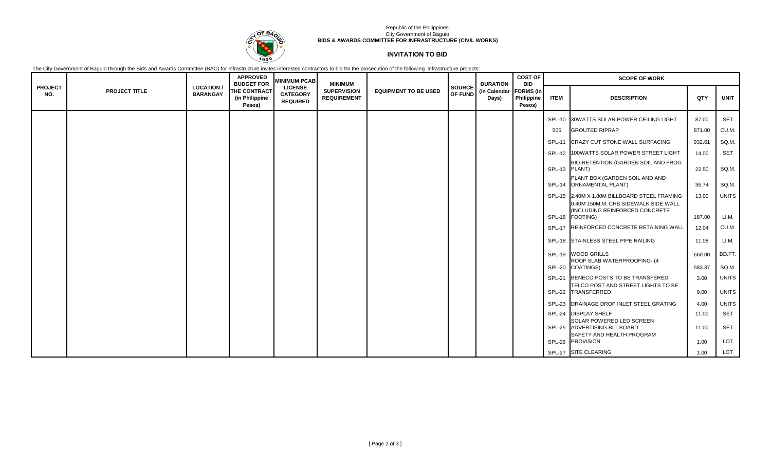Republic of the Philippines
City Government of Baguio
**BIDS & AWARDS COMMITTEE FOR INFRASTRUCTURE (CIVIL WORKS)**

## INVITATION TO BID

The City Government of Baguio through the Bids and Awards Committee (BAC) for Infrastructure invites interested contractors to bid for the prosecution of the following infrastructure projects:

| PROJECT NO. | PROJECT TITLE | LOCATION / BARANGAY | APPROVED BUDGET FOR THE CONTRACT (in Philippine Pesos) | MINIMUM PCAB LICENSE CATEGORY REQUIRED | MINIMUM SUPERVISION REQUIREMENT | EQUIPMENT TO BE USED | SOURCE OF FUND | DURATION (in Calendar Days) | COST OF BID FORMS (in Philippine Pesos) | SCOPE OF WORK | | | |
|---|---|---|---|---|---|---|---|---|---|---|---|---|---|
| | | | | | | | | | | ITEM | DESCRIPTION | QTY | UNIT |
| | | | | | | | | | | SPL-10 | 30WATTS SOLAR POWER CEILING LIGHT | 87.00 | SET |
| | | | | | | | | | | 505 | GROUTED RIPRAP | 871.00 | CU.M. |
| | | | | | | | | | | SPL-11 | CRAZY CUT STONE WALL SURFACING | 932.61 | SQ.M. |
| | | | | | | | | | | SPL-12 | 100WATTS SOLAR POWER STREET LIGHT | 14.00 | SET |
| | | | | | | | | | | SPL-13 | BIO-RETENTION (GARDEN SOIL AND FROG PLANT) | 22.50 | SQ.M. |
| | | | | | | | | | | SPL-14 | PLANT BOX (GARDEN SOIL AND AND ORNAMENTAL PLANT) | 36.74 | SQ.M. |
| | | | | | | | | | | SPL-15 | 2.40M X 1.80M BILLBOARD STEEL FRAMING | 13.00 | UNITS |
| | | | | | | | | | | SPL-16 | 0.40M 150M.M. CHB SIDEWALK SIDE WALL (INCLUDING REINFORCED CONCRETE FOOTING) | 187.00 | LI.M. |
| | | | | | | | | | | SPL-17 | REINFORCED CONCRETE RETAINING WALL | 12.04 | CU.M. |
| | | | | | | | | | | SPL-18 | STAINLESS STEEL PIPE RAILING | 11.08 | LI.M. |
| | | | | | | | | | | SPL-19 | WOOD GRILLS | 660.00 | BD.FT. |
| | | | | | | | | | | SPL-20 | ROOF SLAB WATERPROOFING- (4 COATINGS) | 583.37 | SQ.M. |
| | | | | | | | | | | SPL-21 | BENECO POSTS TO BE TRANSFERED | 3.00 | UNITS |
| | | | | | | | | | | SPL-22 | TELCO POST AND STREET LIGHTS TO BE TRANSFERRED | 9.00 | UNITS |
| | | | | | | | | | | SPL-23 | DRAINAGE DROP INLET STEEL GRATING | 4.00 | UNITS |
| | | | | | | | | | | SPL-24 | DISPLAY SHELF | 11.00 | SET |
| | | | | | | | | | | SPL-25 | SOLAR POWERED LED SCREEN ADVERTISING BILLBOARD | 11.00 | SET |
| | | | | | | | | | | SPL-26 | SAFETY AND HEALTH PROGRAM PROVISION | 1.00 | LOT |
| | | | | | | | | | | SPL-27 | SITE CLEARING | 1.00 | LOT |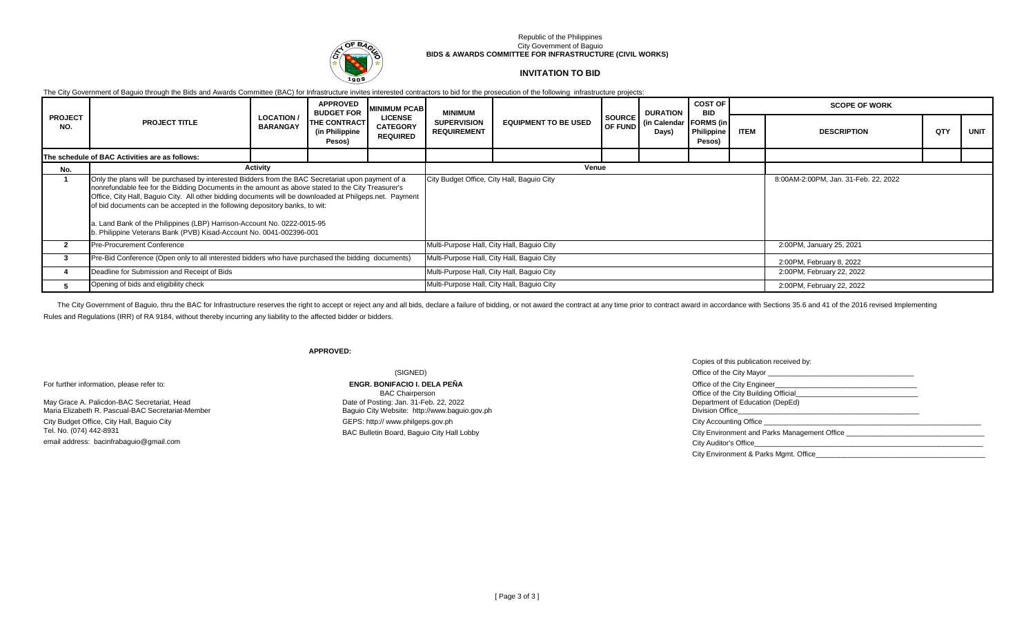Republic of the Philippines
City Government of Baguio
**BIDS & AWARDS COMMITTEE FOR INFRASTRUCTURE (CIVIL WORKS)**

## INVITATION TO BID

The City Government of Baguio through the Bids and Awards Committee (BAC) for Infrastructure invites interested contractors to bid for the prosecution of the following infrastructure projects:

| PROJECT NO. | PROJECT TITLE | LOCATION / BARANGAY | APPROVED BUDGET FOR THE CONTRACT (in Philippine Pesos) | MINIMUM PCAB LICENSE CATEGORY REQUIRED | MINIMUM SUPERVISION REQUIREMENT | EQUIPMENT TO BE USED | SOURCE OF FUND | DURATION (in Calendar Days) | COST OF BID FORMS (in Philippine Pesos) | SCOPE OF WORK - ITEM | DESCRIPTION | QTY | UNIT |
|---|---|---|---|---|---|---|---|---|---|---|---|---|---|
| **The schedule of BAC Activities are as follows:** | | | | | | | | | | | | | |

| No. | Activity | Venue | |
|---|---|---|---|
| 1 | Only the plans will be purchased by interested Bidders from the BAC Secretariat upon payment of a nonrefundable fee for the Bidding Documents in the amount as above stated to the City Treasurer's Office, City Hall, Baguio City. All other bidding documents will be downloaded at Philgeps.net. Payment of bid documents can be accepted in the following depository banks, to wit:<br><br>a. Land Bank of the Philippines (LBP) Harrison-Account No. 0222-0015-95<br>b. Philippine Veterans Bank (PVB) Kisad-Account No. 0041-002396-001 | City Budget Office, City Hall, Baguio City | 8:00AM-2:00PM, Jan. 31-Feb. 22, 2022 |
| 2 | Pre-Procurement Conference | Multi-Purpose Hall, City Hall, Baguio City | 2:00PM, January 25, 2021 |
| 3 | Pre-Bid Conference (Open only to all interested bidders who have purchased the bidding documents) | Multi-Purpose Hall, City Hall, Baguio City | 2:00PM, February 8, 2022 |
| 4 | Deadline for Submission and Receipt of Bids | Multi-Purpose Hall, City Hall, Baguio City | 2:00PM, February 22, 2022 |
| 5 | Opening of bids and eligibility check | Multi-Purpose Hall, City Hall, Baguio City | 2:00PM, February 22, 2022 |

The City Government of Baguio, thru the BAC for Infrastructure reserves the right to accept or reject any and all bids, declare a failure of bidding, or not award the contract at any time prior to contract award in accordance with Sections 35.6 and 41 of the 2016 revised Implementing Rules and Regulations (IRR) of RA 9184, without thereby incurring any liability to the affected bidder or bidders.

**APPROVED:**

(SIGNED)

**ENGR. BONIFACIO I. DELA PEÑA**
BAC Chairperson

Date of Posting: Jan. 31-Feb. 22, 2022
Baguio City Website: http://www.baguio.gov.ph
GEPS: http:// www.philgeps.gov.ph
BAC Bulletin Board, Baguio City Hall Lobby

For further information, please refer to:

May Grace A. Palicdon-BAC Secretariat, Head
Maria Elizabeth R. Pascual-BAC Secretariat-Member
City Budget Office, City Hall, Baguio City
Tel. No. (074) 442-8931
email address: bacinfrabaguio@gmail.com

Copies of this publication received by:

Office of the City Mayor ____________________
Office of the City Engineer____________________
Office of the City Building Official____________________
Department of Education (DepEd) Division Office____________________
City Accounting Office ____________________
City Environment and Parks Management Office ____________________
City Auditor's Office____________________
City Environment & Parks Mgmt. Office____________________